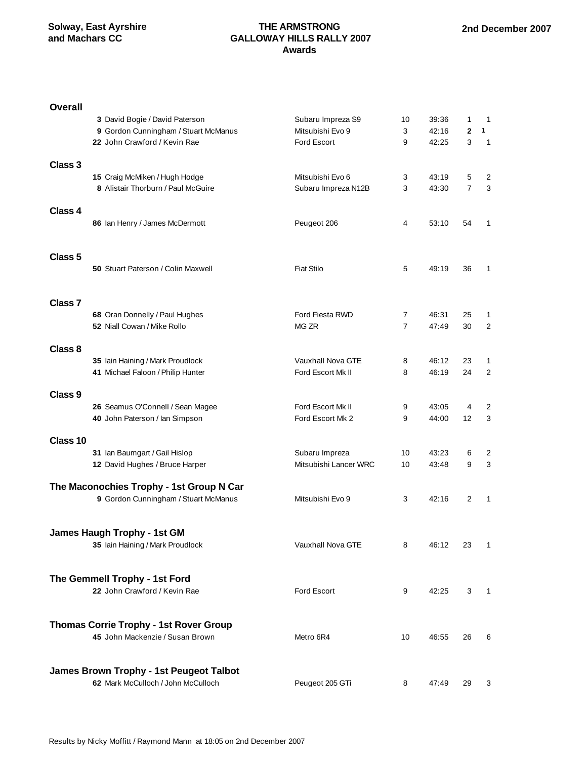**Solway, East Ayrshire and Machars CC**

# THE ARMSTRONG GALLOWAY HILLS RALLY 2007
## Awards

**2nd December 2007**

### Overall

| No. | Crew | Car | Class | Time | Pos | Class Pos |
|---|---|---|---|---|---|---|
| 3 | David Bogie / David Paterson | Subaru Impreza S9 | 10 | 39:36 | 1 | 1 |
| 9 | Gordon Cunningham / Stuart McManus | Mitsubishi Evo 9 | 3 | 42:16 | **2** | **1** |
| 22 | John Crawford / Kevin Rae | Ford Escort | 9 | 42:25 | 3 | 1 |

### Class 3

| No. | Crew | Car | Class | Time | Pos | Class Pos |
|---|---|---|---|---|---|---|
| 15 | Craig McMiken / Hugh Hodge | Mitsubishi Evo 6 | 3 | 43:19 | 5 | 2 |
| 8 | Alistair Thorburn / Paul McGuire | Subaru Impreza N12B | 3 | 43:30 | 7 | 3 |

### Class 4

| No. | Crew | Car | Class | Time | Pos | Class Pos |
|---|---|---|---|---|---|---|
| 86 | Ian Henry / James McDermott | Peugeot 206 | 4 | 53:10 | 54 | 1 |

### Class 5

| No. | Crew | Car | Class | Time | Pos | Class Pos |
|---|---|---|---|---|---|---|
| 50 | Stuart Paterson / Colin Maxwell | Fiat Stilo | 5 | 49:19 | 36 | 1 |

### Class 7

| No. | Crew | Car | Class | Time | Pos | Class Pos |
|---|---|---|---|---|---|---|
| 68 | Oran Donnelly / Paul Hughes | Ford Fiesta RWD | 7 | 46:31 | 25 | 1 |
| 52 | Niall Cowan / Mike Rollo | MG ZR | 7 | 47:49 | 30 | 2 |

### Class 8

| No. | Crew | Car | Class | Time | Pos | Class Pos |
|---|---|---|---|---|---|---|
| 35 | Iain Haining / Mark Proudlock | Vauxhall Nova GTE | 8 | 46:12 | 23 | 1 |
| 41 | Michael Faloon / Philip Hunter | Ford Escort Mk II | 8 | 46:19 | 24 | 2 |

### Class 9

| No. | Crew | Car | Class | Time | Pos | Class Pos |
|---|---|---|---|---|---|---|
| 26 | Seamus O'Connell / Sean Magee | Ford Escort Mk II | 9 | 43:05 | 4 | 2 |
| 40 | John Paterson / Ian Simpson | Ford Escort Mk 2 | 9 | 44:00 | 12 | 3 |

### Class 10

| No. | Crew | Car | Class | Time | Pos | Class Pos |
|---|---|---|---|---|---|---|
| 31 | Ian Baumgart / Gail Hislop | Subaru Impreza | 10 | 43:23 | 6 | 2 |
| 12 | David Hughes / Bruce Harper | Mitsubishi Lancer WRC | 10 | 43:48 | 9 | 3 |

### The Maconochies Trophy - 1st Group N Car

| No. | Crew | Car | Class | Time | Pos | Class Pos |
|---|---|---|---|---|---|---|
| 9 | Gordon Cunningham / Stuart McManus | Mitsubishi Evo 9 | 3 | 42:16 | 2 | 1 |

### James Haugh Trophy - 1st GM

| No. | Crew | Car | Class | Time | Pos | Class Pos |
|---|---|---|---|---|---|---|
| 35 | Iain Haining / Mark Proudlock | Vauxhall Nova GTE | 8 | 46:12 | 23 | 1 |

### The Gemmell Trophy - 1st Ford

| No. | Crew | Car | Class | Time | Pos | Class Pos |
|---|---|---|---|---|---|---|
| 22 | John Crawford / Kevin Rae | Ford Escort | 9 | 42:25 | 3 | 1 |

### Thomas Corrie Trophy - 1st Rover Group

| No. | Crew | Car | Class | Time | Pos | Class Pos |
|---|---|---|---|---|---|---|
| 45 | John Mackenzie / Susan Brown | Metro 6R4 | 10 | 46:55 | 26 | 6 |

### James Brown Trophy - 1st Peugeot Talbot

| No. | Crew | Car | Class | Time | Pos | Class Pos |
|---|---|---|---|---|---|---|
| 62 | Mark McCulloch / John McCulloch | Peugeot 205 GTi | 8 | 47:49 | 29 | 3 |

Results by Nicky Moffitt / Raymond Mann at 18:05 on 2nd December 2007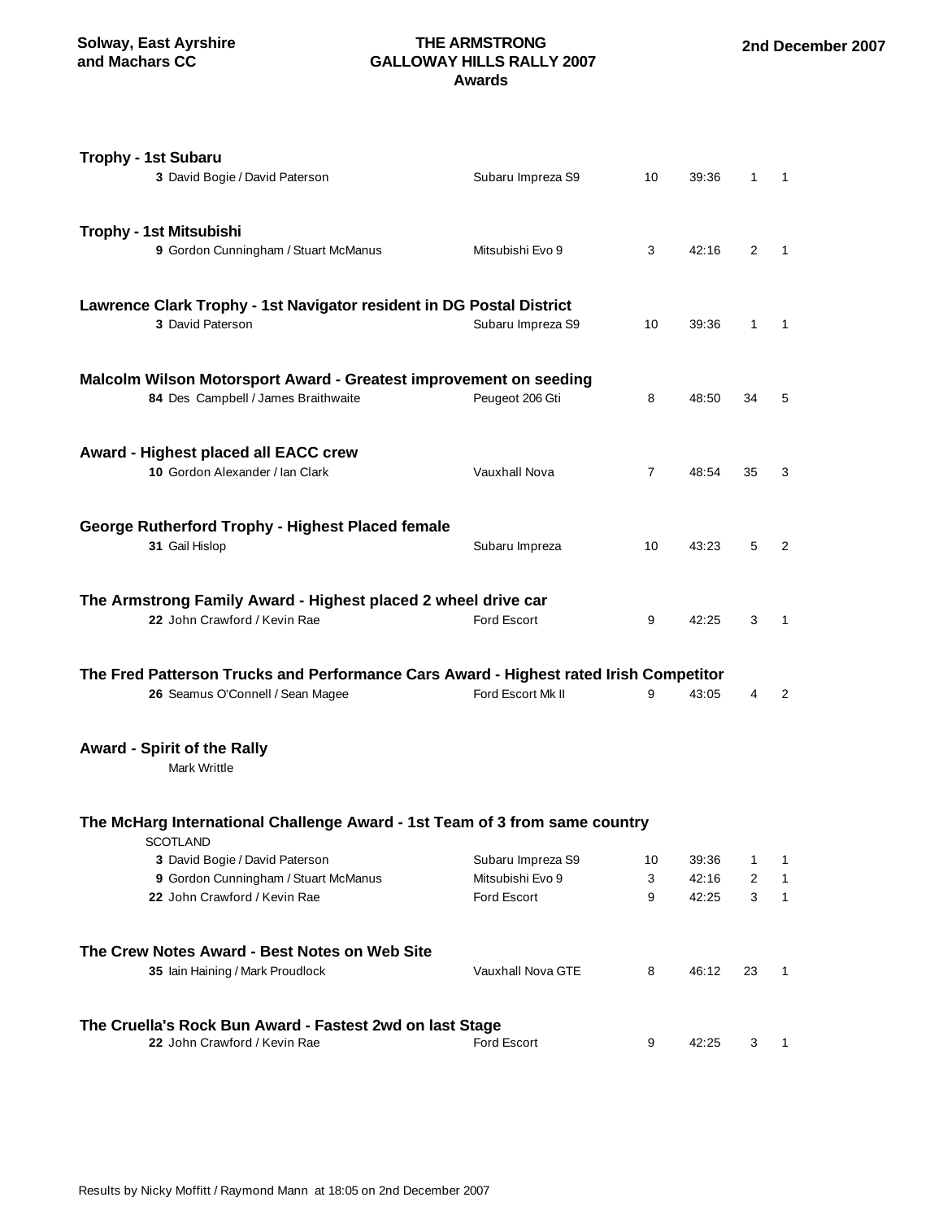Solway, East Ayrshire and Machars CC

# THE ARMSTRONG GALLOWAY HILLS RALLY 2007
## Awards

2nd December 2007

**Trophy - 1st Subaru**

| No. | Crew | Car | | Time | | |
|---|---|---|---|---|---|---|
| 3 | David Bogie / David Paterson | Subaru Impreza S9 | 10 | 39:36 | 1 | 1 |

**Trophy - 1st Mitsubishi**

| No. | Crew | Car | | Time | | |
|---|---|---|---|---|---|---|
| 9 | Gordon Cunningham / Stuart McManus | Mitsubishi Evo 9 | 3 | 42:16 | 2 | 1 |

**Lawrence Clark Trophy - 1st Navigator resident in DG Postal District**

| No. | Crew | Car | | Time | | |
|---|---|---|---|---|---|---|
| 3 | David Paterson | Subaru Impreza S9 | 10 | 39:36 | 1 | 1 |

**Malcolm Wilson Motorsport Award - Greatest improvement on seeding**

| No. | Crew | Car | | Time | | |
|---|---|---|---|---|---|---|
| 84 | Des Campbell / James Braithwaite | Peugeot 206 Gti | 8 | 48:50 | 34 | 5 |

**Award - Highest placed all EACC crew**

| No. | Crew | Car | | Time | | |
|---|---|---|---|---|---|---|
| 10 | Gordon Alexander / Ian Clark | Vauxhall Nova | 7 | 48:54 | 35 | 3 |

**George Rutherford Trophy - Highest Placed female**

| No. | Crew | Car | | Time | | |
|---|---|---|---|---|---|---|
| 31 | Gail Hislop | Subaru Impreza | 10 | 43:23 | 5 | 2 |

**The Armstrong Family Award - Highest placed 2 wheel drive car**

| No. | Crew | Car | | Time | | |
|---|---|---|---|---|---|---|
| 22 | John Crawford / Kevin Rae | Ford Escort | 9 | 42:25 | 3 | 1 |

**The Fred Patterson Trucks and Performance Cars Award - Highest rated Irish Competitor**

| No. | Crew | Car | | Time | | |
|---|---|---|---|---|---|---|
| 26 | Seamus O'Connell / Sean Magee | Ford Escort Mk II | 9 | 43:05 | 4 | 2 |

**Award - Spirit of the Rally**

Mark Writtle

**The McHarg International Challenge Award - 1st Team of 3 from same country**

SCOTLAND

| No. | Crew | Car | | Time | | |
|---|---|---|---|---|---|---|
| 3 | David Bogie / David Paterson | Subaru Impreza S9 | 10 | 39:36 | 1 | 1 |
| 9 | Gordon Cunningham / Stuart McManus | Mitsubishi Evo 9 | 3 | 42:16 | 2 | 1 |
| 22 | John Crawford / Kevin Rae | Ford Escort | 9 | 42:25 | 3 | 1 |

**The Crew Notes Award - Best Notes on Web Site**

| No. | Crew | Car | | Time | | |
|---|---|---|---|---|---|---|
| 35 | Iain Haining / Mark Proudlock | Vauxhall Nova GTE | 8 | 46:12 | 23 | 1 |

**The Cruella's Rock Bun Award - Fastest 2wd on last Stage**

| No. | Crew | Car | | Time | | |
|---|---|---|---|---|---|---|
| 22 | John Crawford / Kevin Rae | Ford Escort | 9 | 42:25 | 3 | 1 |

Results by Nicky Moffitt / Raymond Mann at 18:05 on 2nd December 2007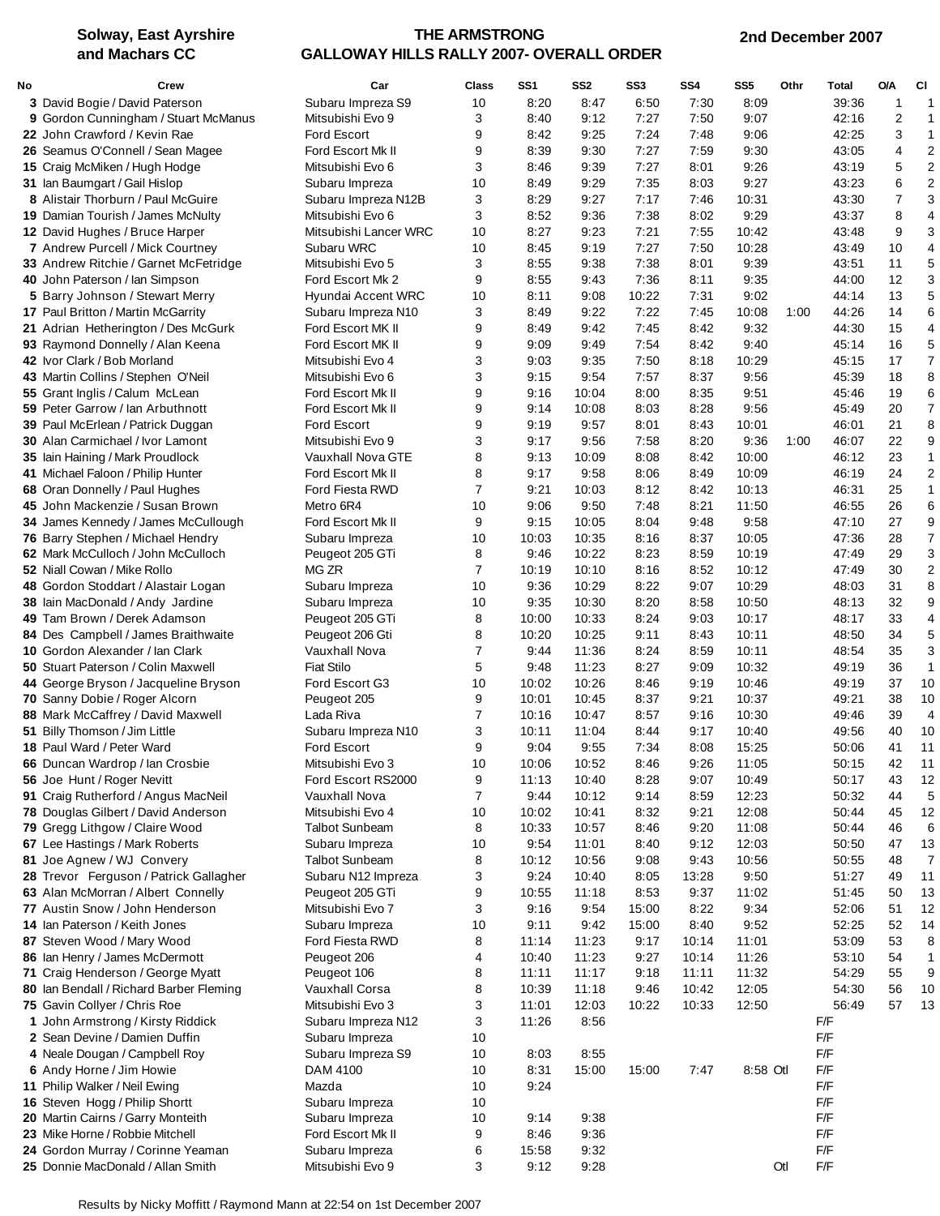**Solway, East Ayrshire and Machars CC**

# THE ARMSTRONG GALLOWAY HILLS RALLY 2007- OVERALL ORDER

**2nd December 2007**

| No | Crew | Car | Class | SS1 | SS2 | SS3 | SS4 | SS5 | Othr | Total | O/A | Cl |
|---|---|---|---|---|---|---|---|---|---|---|---|---|
| 3 | David Bogie / David Paterson | Subaru Impreza S9 | 10 | 8:20 | 8:47 | 6:50 | 7:30 | 8:09 | | 39:36 | 1 | 1 |
| 9 | Gordon Cunningham / Stuart McManus | Mitsubishi Evo 9 | 3 | 8:40 | 9:12 | 7:27 | 7:50 | 9:07 | | 42:16 | 2 | 1 |
| 22 | John Crawford / Kevin Rae | Ford Escort | 9 | 8:42 | 9:25 | 7:24 | 7:48 | 9:06 | | 42:25 | 3 | 1 |
| 26 | Seamus O'Connell / Sean Magee | Ford Escort Mk II | 9 | 8:39 | 9:30 | 7:27 | 7:59 | 9:30 | | 43:05 | 4 | 2 |
| 15 | Craig McMiken / Hugh Hodge | Mitsubishi Evo 6 | 3 | 8:46 | 9:39 | 7:27 | 8:01 | 9:26 | | 43:19 | 5 | 2 |
| 31 | Ian Baumgart / Gail Hislop | Subaru Impreza | 10 | 8:49 | 9:29 | 7:35 | 8:03 | 9:27 | | 43:23 | 6 | 2 |
| 8 | Alistair Thorburn / Paul McGuire | Subaru Impreza N12B | 3 | 8:29 | 9:27 | 7:17 | 7:46 | 10:31 | | 43:30 | 7 | 3 |
| 19 | Damian Tourish / James McNulty | Mitsubishi Evo 6 | 3 | 8:52 | 9:36 | 7:38 | 8:02 | 9:29 | | 43:37 | 8 | 4 |
| 12 | David Hughes / Bruce Harper | Mitsubishi Lancer WRC | 10 | 8:27 | 9:23 | 7:21 | 7:55 | 10:42 | | 43:48 | 9 | 3 |
| 7 | Andrew Purcell / Mick Courtney | Subaru WRC | 10 | 8:45 | 9:19 | 7:27 | 7:50 | 10:28 | | 43:49 | 10 | 4 |
| 33 | Andrew Ritchie / Garnet McFetridge | Mitsubishi Evo 5 | 3 | 8:55 | 9:38 | 7:38 | 8:01 | 9:39 | | 43:51 | 11 | 5 |
| 40 | John Paterson / Ian Simpson | Ford Escort Mk 2 | 9 | 8:55 | 9:43 | 7:36 | 8:11 | 9:35 | | 44:00 | 12 | 3 |
| 5 | Barry Johnson / Stewart Merry | Hyundai Accent WRC | 10 | 8:11 | 9:08 | 10:22 | 7:31 | 9:02 | | 44:14 | 13 | 5 |
| 17 | Paul Britton / Martin McGarrity | Subaru Impreza N10 | 3 | 8:49 | 9:22 | 7:22 | 7:45 | 10:08 | 1:00 | 44:26 | 14 | 6 |
| 21 | Adrian Hetherington / Des McGurk | Ford Escort MK II | 9 | 8:49 | 9:42 | 7:45 | 8:42 | 9:32 | | 44:30 | 15 | 4 |
| 93 | Raymond Donnelly / Alan Keena | Ford Escort MK II | 9 | 9:09 | 9:49 | 7:54 | 8:42 | 9:40 | | 45:14 | 16 | 5 |
| 42 | Ivor Clark / Bob Morland | Mitsubishi Evo 4 | 3 | 9:03 | 9:35 | 7:50 | 8:18 | 10:29 | | 45:15 | 17 | 7 |
| 43 | Martin Collins / Stephen O'Neil | Mitsubishi Evo 6 | 3 | 9:15 | 9:54 | 7:57 | 8:37 | 9:56 | | 45:39 | 18 | 8 |
| 55 | Grant Inglis / Calum McLean | Ford Escort Mk II | 9 | 9:16 | 10:04 | 8:00 | 8:35 | 9:51 | | 45:46 | 19 | 6 |
| 59 | Peter Garrow / Ian Arbuthnott | Ford Escort Mk II | 9 | 9:14 | 10:08 | 8:03 | 8:28 | 9:56 | | 45:49 | 20 | 7 |
| 39 | Paul McErlean / Patrick Duggan | Ford Escort | 9 | 9:19 | 9:57 | 8:01 | 8:43 | 10:01 | | 46:01 | 21 | 8 |
| 30 | Alan Carmichael / Ivor Lamont | Mitsubishi Evo 9 | 3 | 9:17 | 9:56 | 7:58 | 8:20 | 9:36 | 1:00 | 46:07 | 22 | 9 |
| 35 | Iain Haining / Mark Proudlock | Vauxhall Nova GTE | 8 | 9:13 | 10:09 | 8:08 | 8:42 | 10:00 | | 46:12 | 23 | 1 |
| 41 | Michael Faloon / Philip Hunter | Ford Escort Mk II | 8 | 9:17 | 9:58 | 8:06 | 8:49 | 10:09 | | 46:19 | 24 | 2 |
| 68 | Oran Donnelly / Paul Hughes | Ford Fiesta RWD | 7 | 9:21 | 10:03 | 8:12 | 8:42 | 10:13 | | 46:31 | 25 | 1 |
| 45 | John Mackenzie / Susan Brown | Metro 6R4 | 10 | 9:06 | 9:50 | 7:48 | 8:21 | 11:50 | | 46:55 | 26 | 6 |
| 34 | James Kennedy / James McCullough | Ford Escort Mk II | 9 | 9:15 | 10:05 | 8:04 | 9:48 | 9:58 | | 47:10 | 27 | 9 |
| 76 | Barry Stephen / Michael Hendry | Subaru Impreza | 10 | 10:03 | 10:35 | 8:16 | 8:37 | 10:05 | | 47:36 | 28 | 7 |
| 62 | Mark McCulloch / John McCulloch | Peugeot 205 GTi | 8 | 9:46 | 10:22 | 8:23 | 8:59 | 10:19 | | 47:49 | 29 | 3 |
| 52 | Niall Cowan / Mike Rollo | MG ZR | 7 | 10:19 | 10:10 | 8:16 | 8:52 | 10:12 | | 47:49 | 30 | 2 |
| 48 | Gordon Stoddart / Alastair Logan | Subaru Impreza | 10 | 9:36 | 10:29 | 8:22 | 9:07 | 10:29 | | 48:03 | 31 | 8 |
| 38 | Iain MacDonald / Andy Jardine | Subaru Impreza | 10 | 9:35 | 10:30 | 8:20 | 8:58 | 10:50 | | 48:13 | 32 | 9 |
| 49 | Tam Brown / Derek Adamson | Peugeot 205 GTi | 8 | 10:00 | 10:33 | 8:24 | 9:03 | 10:17 | | 48:17 | 33 | 4 |
| 84 | Des Campbell / James Braithwaite | Peugeot 206 Gti | 8 | 10:20 | 10:25 | 9:11 | 8:43 | 10:11 | | 48:50 | 34 | 5 |
| 10 | Gordon Alexander / Ian Clark | Vauxhall Nova | 7 | 9:44 | 11:36 | 8:24 | 8:59 | 10:11 | | 48:54 | 35 | 3 |
| 50 | Stuart Paterson / Colin Maxwell | Fiat Stilo | 5 | 9:48 | 11:23 | 8:27 | 9:09 | 10:32 | | 49:19 | 36 | 1 |
| 44 | George Bryson / Jacqueline Bryson | Ford Escort G3 | 10 | 10:02 | 10:26 | 8:46 | 9:19 | 10:46 | | 49:19 | 37 | 10 |
| 70 | Sanny Dobie / Roger Alcorn | Peugeot 205 | 9 | 10:01 | 10:45 | 8:37 | 9:21 | 10:37 | | 49:21 | 38 | 10 |
| 88 | Mark McCaffrey / David Maxwell | Lada Riva | 7 | 10:16 | 10:47 | 8:57 | 9:16 | 10:30 | | 49:46 | 39 | 4 |
| 51 | Billy Thomson / Jim Little | Subaru Impreza N10 | 3 | 10:11 | 11:04 | 8:44 | 9:17 | 10:40 | | 49:56 | 40 | 10 |
| 18 | Paul Ward / Peter Ward | Ford Escort | 9 | 9:04 | 9:55 | 7:34 | 8:08 | 15:25 | | 50:06 | 41 | 11 |
| 66 | Duncan Wardrop / Ian Crosbie | Mitsubishi Evo 3 | 10 | 10:06 | 10:52 | 8:46 | 9:26 | 11:05 | | 50:15 | 42 | 11 |
| 56 | Joe Hunt / Roger Nevitt | Ford Escort RS2000 | 9 | 11:13 | 10:40 | 8:28 | 9:07 | 10:49 | | 50:17 | 43 | 12 |
| 91 | Craig Rutherford / Angus MacNeil | Vauxhall Nova | 7 | 9:44 | 10:12 | 9:14 | 8:59 | 12:23 | | 50:32 | 44 | 5 |
| 78 | Douglas Gilbert / David Anderson | Mitsubishi Evo 4 | 10 | 10:02 | 10:41 | 8:32 | 9:21 | 12:08 | | 50:44 | 45 | 12 |
| 79 | Gregg Lithgow / Claire Wood | Talbot Sunbeam | 8 | 10:33 | 10:57 | 8:46 | 9:20 | 11:08 | | 50:44 | 46 | 6 |
| 67 | Lee Hastings / Mark Roberts | Subaru Impreza | 10 | 9:54 | 11:01 | 8:40 | 9:12 | 12:03 | | 50:50 | 47 | 13 |
| 81 | Joe Agnew / WJ Convery | Talbot Sunbeam | 8 | 10:12 | 10:56 | 9:08 | 9:43 | 10:56 | | 50:55 | 48 | 7 |
| 28 | Trevor Ferguson / Patrick Gallagher | Subaru N12 Impreza | 3 | 9:24 | 10:40 | 8:05 | 13:28 | 9:50 | | 51:27 | 49 | 11 |
| 63 | Alan McMorran / Albert Connelly | Peugeot 205 GTi | 9 | 10:55 | 11:18 | 8:53 | 9:37 | 11:02 | | 51:45 | 50 | 13 |
| 77 | Austin Snow / John Henderson | Mitsubishi Evo 7 | 3 | 9:16 | 9:54 | 15:00 | 8:22 | 9:34 | | 52:06 | 51 | 12 |
| 14 | Ian Paterson / Keith Jones | Subaru Impreza | 10 | 9:11 | 9:42 | 15:00 | 8:40 | 9:52 | | 52:25 | 52 | 14 |
| 87 | Steven Wood / Mary Wood | Ford Fiesta RWD | 8 | 11:14 | 11:23 | 9:17 | 10:14 | 11:01 | | 53:09 | 53 | 8 |
| 86 | Ian Henry / James McDermott | Peugeot 206 | 4 | 10:40 | 11:23 | 9:27 | 10:14 | 11:26 | | 53:10 | 54 | 1 |
| 71 | Craig Henderson / George Myatt | Peugeot 106 | 8 | 11:11 | 11:17 | 9:18 | 11:11 | 11:32 | | 54:29 | 55 | 9 |
| 80 | Ian Bendall / Richard Barber Fleming | Vauxhall Corsa | 8 | 10:39 | 11:18 | 9:46 | 10:42 | 12:05 | | 54:30 | 56 | 10 |
| 75 | Gavin Collyer / Chris Roe | Mitsubishi Evo 3 | 3 | 11:01 | 12:03 | 10:22 | 10:33 | 12:50 | | 56:49 | 57 | 13 |
| 1 | John Armstrong / Kirsty Riddick | Subaru Impreza N12 | 3 | 11:26 | 8:56 | | | | | F/F | | |
| 2 | Sean Devine / Damien Duffin | Subaru Impreza | 10 | | | | | | | F/F | | |
| 4 | Neale Dougan / Campbell Roy | Subaru Impreza S9 | 10 | 8:03 | 8:55 | | | | | F/F | | |
| 6 | Andy Horne / Jim Howie | DAM 4100 | 10 | 8:31 | 15:00 | 15:00 | 7:47 | 8:58 | Otl | F/F | | |
| 11 | Philip Walker / Neil Ewing | Mazda | 10 | 9:24 | | | | | | F/F | | |
| 16 | Steven Hogg / Philip Shortt | Subaru Impreza | 10 | | | | | | | F/F | | |
| 20 | Martin Cairns / Garry Monteith | Subaru Impreza | 10 | 9:14 | 9:38 | | | | | F/F | | |
| 23 | Mike Horne / Robbie Mitchell | Ford Escort Mk II | 9 | 8:46 | 9:36 | | | | | F/F | | |
| 24 | Gordon Murray / Corinne Yeaman | Subaru Impreza | 6 | 15:58 | 9:32 | | | | | F/F | | |
| 25 | Donnie MacDonald / Allan Smith | Mitsubishi Evo 9 | 3 | 9:12 | 9:28 | | | | Otl | F/F | | |

Results by Nicky Moffitt / Raymond Mann at 22:54 on 1st December 2007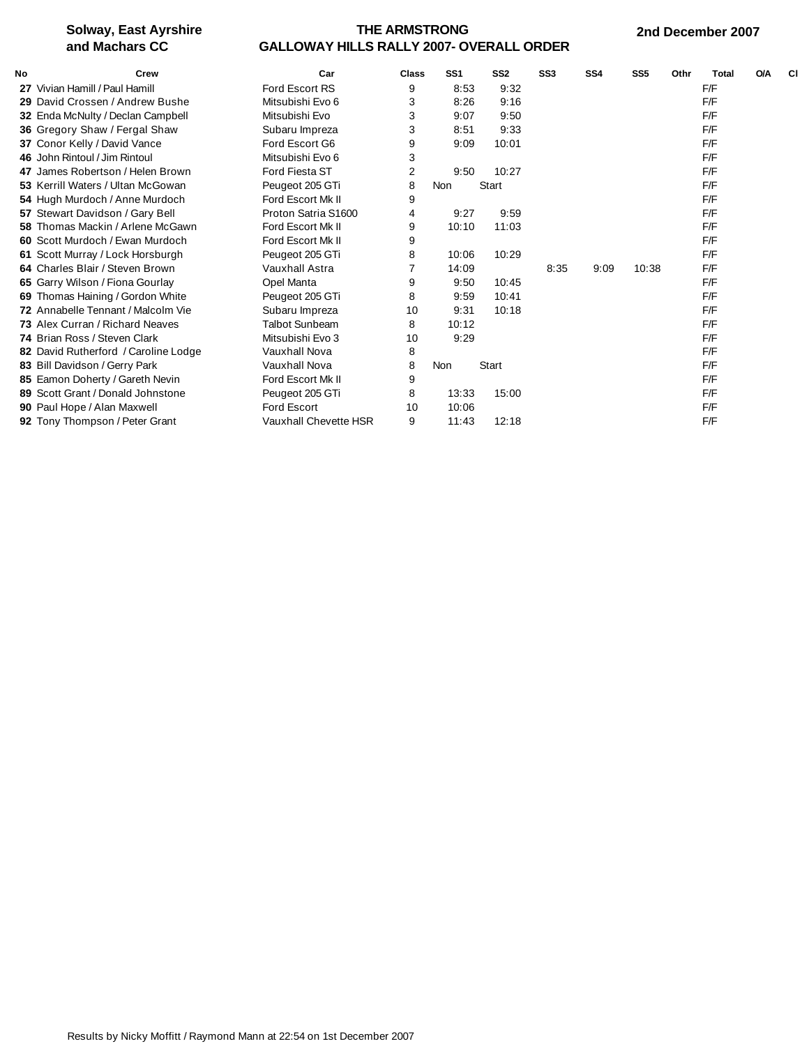**Solway, East Ayrshire and Machars CC**

**THE ARMSTRONG GALLOWAY HILLS RALLY 2007- OVERALL ORDER**

**2nd December 2007**

| No | Crew | Car | Class | SS1 | SS2 | SS3 | SS4 | SS5 | Othr | Total | O/A | Cl |
|---|---|---|---|---|---|---|---|---|---|---|---|---|
| 27 | Vivian Hamill / Paul Hamill | Ford Escort RS | 9 | 8:53 | 9:32 | | | | | F/F | | |
| 29 | David Crossen / Andrew Bushe | Mitsubishi Evo 6 | 3 | 8:26 | 9:16 | | | | | F/F | | |
| 32 | Enda McNulty / Declan Campbell | Mitsubishi Evo | 3 | 9:07 | 9:50 | | | | | F/F | | |
| 36 | Gregory Shaw / Fergal Shaw | Subaru Impreza | 3 | 8:51 | 9:33 | | | | | F/F | | |
| 37 | Conor Kelly / David Vance | Ford Escort G6 | 9 | 9:09 | 10:01 | | | | | F/F | | |
| 46 | John Rintoul / Jim Rintoul | Mitsubishi Evo 6 | 3 | | | | | | | F/F | | |
| 47 | James Robertson / Helen Brown | Ford Fiesta ST | 2 | 9:50 | 10:27 | | | | | F/F | | |
| 53 | Kerrill Waters / Ultan McGowan | Peugeot 205 GTi | 8 | Non | Start | | | | | F/F | | |
| 54 | Hugh Murdoch / Anne Murdoch | Ford Escort Mk II | 9 | | | | | | | F/F | | |
| 57 | Stewart Davidson / Gary Bell | Proton Satria S1600 | 4 | 9:27 | 9:59 | | | | | F/F | | |
| 58 | Thomas Mackin / Arlene McGawn | Ford Escort Mk II | 9 | 10:10 | 11:03 | | | | | F/F | | |
| 60 | Scott Murdoch / Ewan Murdoch | Ford Escort Mk II | 9 | | | | | | | F/F | | |
| 61 | Scott Murray / Lock Horsburgh | Peugeot 205 GTi | 8 | 10:06 | 10:29 | | | | | F/F | | |
| 64 | Charles Blair / Steven Brown | Vauxhall Astra | 7 | 14:09 | | 8:35 | 9:09 | 10:38 | | F/F | | |
| 65 | Garry Wilson / Fiona Gourlay | Opel Manta | 9 | 9:50 | 10:45 | | | | | F/F | | |
| 69 | Thomas Haining / Gordon White | Peugeot 205 GTi | 8 | 9:59 | 10:41 | | | | | F/F | | |
| 72 | Annabelle Tennant / Malcolm Vie | Subaru Impreza | 10 | 9:31 | 10:18 | | | | | F/F | | |
| 73 | Alex Curran / Richard Neaves | Talbot Sunbeam | 8 | 10:12 | | | | | | F/F | | |
| 74 | Brian Ross / Steven Clark | Mitsubishi Evo 3 | 10 | 9:29 | | | | | | F/F | | |
| 82 | David Rutherford / Caroline Lodge | Vauxhall Nova | 8 | | | | | | | F/F | | |
| 83 | Bill Davidson / Gerry Park | Vauxhall Nova | 8 | Non | Start | | | | | F/F | | |
| 85 | Eamon Doherty / Gareth Nevin | Ford Escort Mk II | 9 | | | | | | | F/F | | |
| 89 | Scott Grant / Donald Johnstone | Peugeot 205 GTi | 8 | 13:33 | 15:00 | | | | | F/F | | |
| 90 | Paul Hope / Alan Maxwell | Ford Escort | 10 | 10:06 | | | | | | F/F | | |
| 92 | Tony Thompson / Peter Grant | Vauxhall Chevette HSR | 9 | 11:43 | 12:18 | | | | | F/F | | |

Results by Nicky Moffitt / Raymond Mann at 22:54 on 1st December 2007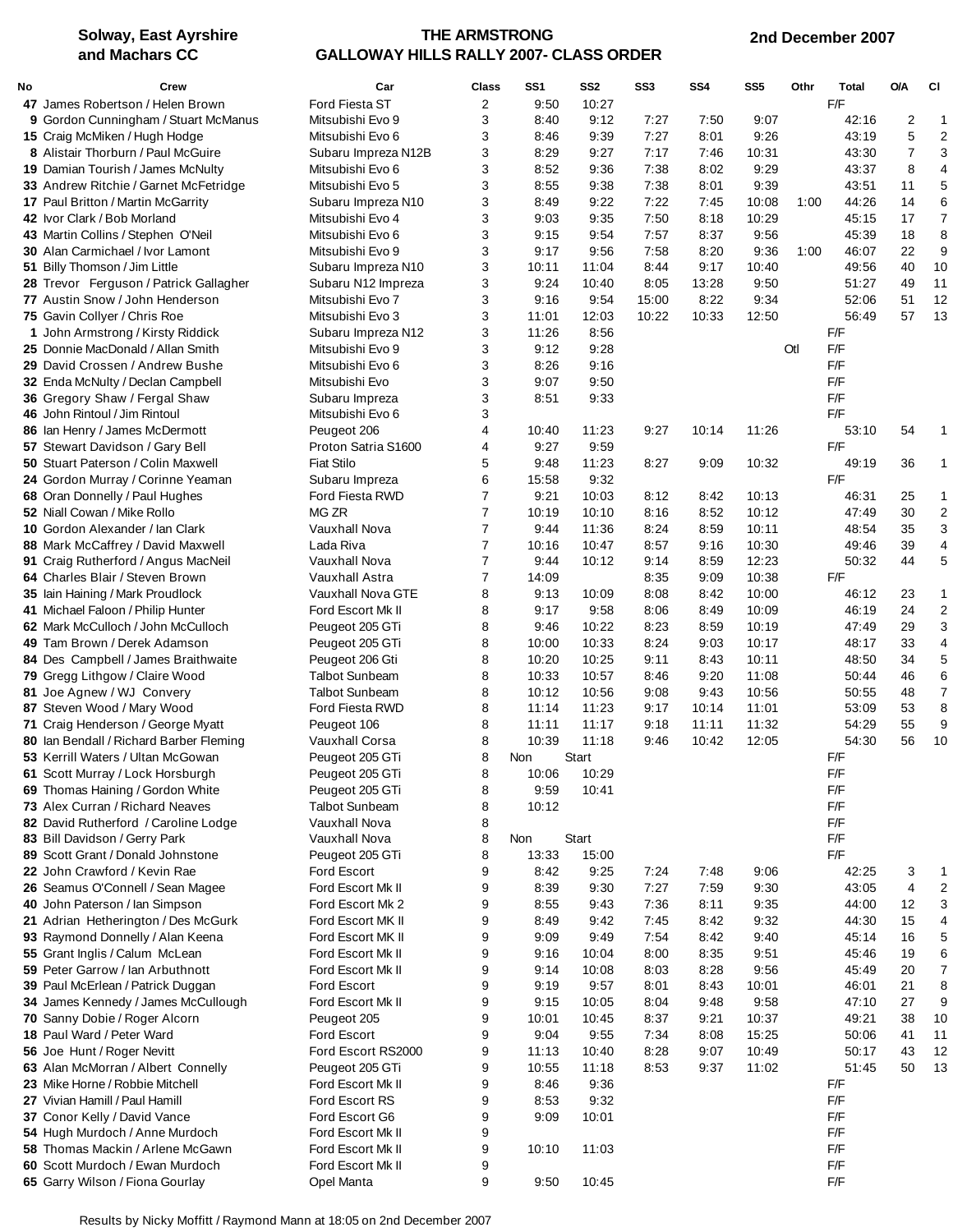**Solway, East Ayrshire and Machars CC**

# THE ARMSTRONG GALLOWAY HILLS RALLY 2007- CLASS ORDER

**2nd December 2007**

| No | Crew | Car | Class | SS1 | SS2 | SS3 | SS4 | SS5 | Othr | Total | O/A | Cl |
|---|---|---|---|---|---|---|---|---|---|---|---|---|
| 47 | James Robertson / Helen Brown | Ford Fiesta ST | 2 | 9:50 | 10:27 | | | | | F/F | | |
| 9 | Gordon Cunningham / Stuart McManus | Mitsubishi Evo 9 | 3 | 8:40 | 9:12 | 7:27 | 7:50 | 9:07 | | 42:16 | 2 | 1 |
| 15 | Craig McMiken / Hugh Hodge | Mitsubishi Evo 6 | 3 | 8:46 | 9:39 | 7:27 | 8:01 | 9:26 | | 43:19 | 5 | 2 |
| 8 | Alistair Thorburn / Paul McGuire | Subaru Impreza N12B | 3 | 8:29 | 9:27 | 7:17 | 7:46 | 10:31 | | 43:30 | 7 | 3 |
| 19 | Damian Tourish / James McNulty | Mitsubishi Evo 6 | 3 | 8:52 | 9:36 | 7:38 | 8:02 | 9:29 | | 43:37 | 8 | 4 |
| 33 | Andrew Ritchie / Garnet McFetridge | Mitsubishi Evo 5 | 3 | 8:55 | 9:38 | 7:38 | 8:01 | 9:39 | | 43:51 | 11 | 5 |
| 17 | Paul Britton / Martin McGarrity | Subaru Impreza N10 | 3 | 8:49 | 9:22 | 7:22 | 7:45 | 10:08 | 1:00 | 44:26 | 14 | 6 |
| 42 | Ivor Clark / Bob Morland | Mitsubishi Evo 4 | 3 | 9:03 | 9:35 | 7:50 | 8:18 | 10:29 | | 45:15 | 17 | 7 |
| 43 | Martin Collins / Stephen O'Neil | Mitsubishi Evo 6 | 3 | 9:15 | 9:54 | 7:57 | 8:37 | 9:56 | | 45:39 | 18 | 8 |
| 30 | Alan Carmichael / Ivor Lamont | Mitsubishi Evo 9 | 3 | 9:17 | 9:56 | 7:58 | 8:20 | 9:36 | 1:00 | 46:07 | 22 | 9 |
| 51 | Billy Thomson / Jim Little | Subaru Impreza N10 | 3 | 10:11 | 11:04 | 8:44 | 9:17 | 10:40 | | 49:56 | 40 | 10 |
| 28 | Trevor Ferguson / Patrick Gallagher | Subaru N12 Impreza | 3 | 9:24 | 10:40 | 8:05 | 13:28 | 9:50 | | 51:27 | 49 | 11 |
| 77 | Austin Snow / John Henderson | Mitsubishi Evo 7 | 3 | 9:16 | 9:54 | 15:00 | 8:22 | 9:34 | | 52:06 | 51 | 12 |
| 75 | Gavin Collyer / Chris Roe | Mitsubishi Evo 3 | 3 | 11:01 | 12:03 | 10:22 | 10:33 | 12:50 | | 56:49 | 57 | 13 |
| 1 | John Armstrong / Kirsty Riddick | Subaru Impreza N12 | 3 | 11:26 | 8:56 | | | | | F/F | | |
| 25 | Donnie MacDonald / Allan Smith | Mitsubishi Evo 9 | 3 | 9:12 | 9:28 | | | | Otl | F/F | | |
| 29 | David Crossen / Andrew Bushe | Mitsubishi Evo 6 | 3 | 8:26 | 9:16 | | | | | F/F | | |
| 32 | Enda McNulty / Declan Campbell | Mitsubishi Evo | 3 | 9:07 | 9:50 | | | | | F/F | | |
| 36 | Gregory Shaw / Fergal Shaw | Subaru Impreza | 3 | 8:51 | 9:33 | | | | | F/F | | |
| 46 | John Rintoul / Jim Rintoul | Mitsubishi Evo 6 | 3 | | | | | | | F/F | | |
| 86 | Ian Henry / James McDermott | Peugeot 206 | 4 | 10:40 | 11:23 | 9:27 | 10:14 | 11:26 | | 53:10 | 54 | 1 |
| 57 | Stewart Davidson / Gary Bell | Proton Satria S1600 | 4 | 9:27 | 9:59 | | | | | F/F | | |
| 50 | Stuart Paterson / Colin Maxwell | Fiat Stilo | 5 | 9:48 | 11:23 | 8:27 | 9:09 | 10:32 | | 49:19 | 36 | 1 |
| 24 | Gordon Murray / Corinne Yeaman | Subaru Impreza | 6 | 15:58 | 9:32 | | | | | F/F | | |
| 68 | Oran Donnelly / Paul Hughes | Ford Fiesta RWD | 7 | 9:21 | 10:03 | 8:12 | 8:42 | 10:13 | | 46:31 | 25 | 1 |
| 52 | Niall Cowan / Mike Rollo | MG ZR | 7 | 10:19 | 10:10 | 8:16 | 8:52 | 10:12 | | 47:49 | 30 | 2 |
| 10 | Gordon Alexander / Ian Clark | Vauxhall Nova | 7 | 9:44 | 11:36 | 8:24 | 8:59 | 10:11 | | 48:54 | 35 | 3 |
| 88 | Mark McCaffrey / David Maxwell | Lada Riva | 7 | 10:16 | 10:47 | 8:57 | 9:16 | 10:30 | | 49:46 | 39 | 4 |
| 91 | Craig Rutherford / Angus MacNeil | Vauxhall Nova | 7 | 9:44 | 10:12 | 9:14 | 8:59 | 12:23 | | 50:32 | 44 | 5 |
| 64 | Charles Blair / Steven Brown | Vauxhall Astra | 7 | 14:09 | | 8:35 | 9:09 | 10:38 | | F/F | | |
| 35 | Iain Haining / Mark Proudlock | Vauxhall Nova GTE | 8 | 9:13 | 10:09 | 8:08 | 8:42 | 10:00 | | 46:12 | 23 | 1 |
| 41 | Michael Faloon / Philip Hunter | Ford Escort Mk II | 8 | 9:17 | 9:58 | 8:06 | 8:49 | 10:09 | | 46:19 | 24 | 2 |
| 62 | Mark McCulloch / John McCulloch | Peugeot 205 GTi | 8 | 9:46 | 10:22 | 8:23 | 8:59 | 10:19 | | 47:49 | 29 | 3 |
| 49 | Tam Brown / Derek Adamson | Peugeot 205 GTi | 8 | 10:00 | 10:33 | 8:24 | 9:03 | 10:17 | | 48:17 | 33 | 4 |
| 84 | Des Campbell / James Braithwaite | Peugeot 206 Gti | 8 | 10:20 | 10:25 | 9:11 | 8:43 | 10:11 | | 48:50 | 34 | 5 |
| 79 | Gregg Lithgow / Claire Wood | Talbot Sunbeam | 8 | 10:33 | 10:57 | 8:46 | 9:20 | 11:08 | | 50:44 | 46 | 6 |
| 81 | Joe Agnew / WJ Convery | Talbot Sunbeam | 8 | 10:12 | 10:56 | 9:08 | 9:43 | 10:56 | | 50:55 | 48 | 7 |
| 87 | Steven Wood / Mary Wood | Ford Fiesta RWD | 8 | 11:14 | 11:23 | 9:17 | 10:14 | 11:01 | | 53:09 | 53 | 8 |
| 71 | Craig Henderson / George Myatt | Peugeot 106 | 8 | 11:11 | 11:17 | 9:18 | 11:11 | 11:32 | | 54:29 | 55 | 9 |
| 80 | Ian Bendall / Richard Barber Fleming | Vauxhall Corsa | 8 | 10:39 | 11:18 | 9:46 | 10:42 | 12:05 | | 54:30 | 56 | 10 |
| 53 | Kerrill Waters / Ultan McGowan | Peugeot 205 GTi | 8 | Non | Start | | | | | F/F | | |
| 61 | Scott Murray / Lock Horsburgh | Peugeot 205 GTi | 8 | 10:06 | 10:29 | | | | | F/F | | |
| 69 | Thomas Haining / Gordon White | Peugeot 205 GTi | 8 | 9:59 | 10:41 | | | | | F/F | | |
| 73 | Alex Curran / Richard Neaves | Talbot Sunbeam | 8 | 10:12 | | | | | | F/F | | |
| 82 | David Rutherford / Caroline Lodge | Vauxhall Nova | 8 | | | | | | | F/F | | |
| 83 | Bill Davidson / Gerry Park | Vauxhall Nova | 8 | Non | Start | | | | | F/F | | |
| 89 | Scott Grant / Donald Johnstone | Peugeot 205 GTi | 8 | 13:33 | 15:00 | | | | | F/F | | |
| 22 | John Crawford / Kevin Rae | Ford Escort | 9 | 8:42 | 9:25 | 7:24 | 7:48 | 9:06 | | 42:25 | 3 | 1 |
| 26 | Seamus O'Connell / Sean Magee | Ford Escort Mk II | 9 | 8:39 | 9:30 | 7:27 | 7:59 | 9:30 | | 43:05 | 4 | 2 |
| 40 | John Paterson / Ian Simpson | Ford Escort Mk 2 | 9 | 8:55 | 9:43 | 7:36 | 8:11 | 9:35 | | 44:00 | 12 | 3 |
| 21 | Adrian Hetherington / Des McGurk | Ford Escort MK II | 9 | 8:49 | 9:42 | 7:45 | 8:42 | 9:32 | | 44:30 | 15 | 4 |
| 93 | Raymond Donnelly / Alan Keena | Ford Escort MK II | 9 | 9:09 | 9:49 | 7:54 | 8:42 | 9:40 | | 45:14 | 16 | 5 |
| 55 | Grant Inglis / Calum McLean | Ford Escort Mk II | 9 | 9:16 | 10:04 | 8:00 | 8:35 | 9:51 | | 45:46 | 19 | 6 |
| 59 | Peter Garrow / Ian Arbuthnott | Ford Escort Mk II | 9 | 9:14 | 10:08 | 8:03 | 8:28 | 9:56 | | 45:49 | 20 | 7 |
| 39 | Paul McErlean / Patrick Duggan | Ford Escort | 9 | 9:19 | 9:57 | 8:01 | 8:43 | 10:01 | | 46:01 | 21 | 8 |
| 34 | James Kennedy / James McCullough | Ford Escort Mk II | 9 | 9:15 | 10:05 | 8:04 | 9:48 | 9:58 | | 47:10 | 27 | 9 |
| 70 | Sanny Dobie / Roger Alcorn | Peugeot 205 | 9 | 10:01 | 10:45 | 8:37 | 9:21 | 10:37 | | 49:21 | 38 | 10 |
| 18 | Paul Ward / Peter Ward | Ford Escort | 9 | 9:04 | 9:55 | 7:34 | 8:08 | 15:25 | | 50:06 | 41 | 11 |
| 56 | Joe Hunt / Roger Nevitt | Ford Escort RS2000 | 9 | 11:13 | 10:40 | 8:28 | 9:07 | 10:49 | | 50:17 | 43 | 12 |
| 63 | Alan McMorran / Albert Connelly | Peugeot 205 GTi | 9 | 10:55 | 11:18 | 8:53 | 9:37 | 11:02 | | 51:45 | 50 | 13 |
| 23 | Mike Horne / Robbie Mitchell | Ford Escort Mk II | 9 | 8:46 | 9:36 | | | | | F/F | | |
| 27 | Vivian Hamill / Paul Hamill | Ford Escort RS | 9 | 8:53 | 9:32 | | | | | F/F | | |
| 37 | Conor Kelly / David Vance | Ford Escort G6 | 9 | 9:09 | 10:01 | | | | | F/F | | |
| 54 | Hugh Murdoch / Anne Murdoch | Ford Escort Mk II | 9 | | | | | | | F/F | | |
| 58 | Thomas Mackin / Arlene McGawn | Ford Escort Mk II | 9 | 10:10 | 11:03 | | | | | F/F | | |
| 60 | Scott Murdoch / Ewan Murdoch | Ford Escort Mk II | 9 | | | | | | | F/F | | |
| 65 | Garry Wilson / Fiona Gourlay | Opel Manta | 9 | 9:50 | 10:45 | | | | | F/F | | |

Results by Nicky Moffitt / Raymond Mann at 18:05 on 2nd December 2007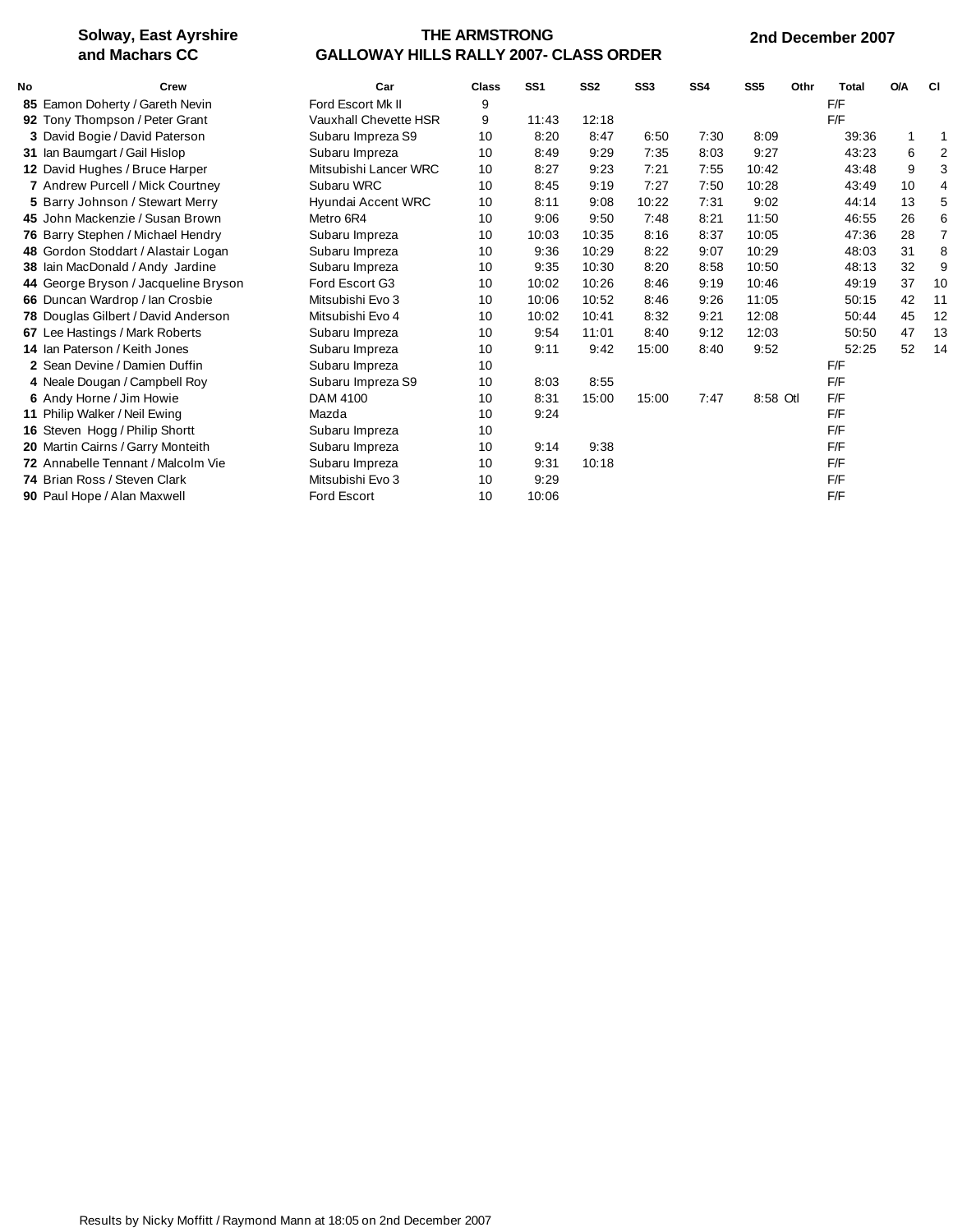**Solway, East Ayrshire and Machars CC**

# THE ARMSTRONG GALLOWAY HILLS RALLY 2007- CLASS ORDER

**2nd December 2007**

| No | Crew | Car | Class | SS1 | SS2 | SS3 | SS4 | SS5 | Othr | Total | O/A | Cl |
|---|---|---|---|---|---|---|---|---|---|---|---|---|
| **85** | Eamon Doherty / Gareth Nevin | Ford Escort Mk II | 9 | | | | | | | F/F | | |
| **92** | Tony Thompson / Peter Grant | Vauxhall Chevette HSR | 9 | 11:43 | 12:18 | | | | | F/F | | |
| **3** | David Bogie / David Paterson | Subaru Impreza S9 | 10 | 8:20 | 8:47 | 6:50 | 7:30 | 8:09 | | 39:36 | 1 | 1 |
| **31** | Ian Baumgart / Gail Hislop | Subaru Impreza | 10 | 8:49 | 9:29 | 7:35 | 8:03 | 9:27 | | 43:23 | 6 | 2 |
| **12** | David Hughes / Bruce Harper | Mitsubishi Lancer WRC | 10 | 8:27 | 9:23 | 7:21 | 7:55 | 10:42 | | 43:48 | 9 | 3 |
| **7** | Andrew Purcell / Mick Courtney | Subaru WRC | 10 | 8:45 | 9:19 | 7:27 | 7:50 | 10:28 | | 43:49 | 10 | 4 |
| **5** | Barry Johnson / Stewart Merry | Hyundai Accent WRC | 10 | 8:11 | 9:08 | 10:22 | 7:31 | 9:02 | | 44:14 | 13 | 5 |
| **45** | John Mackenzie / Susan Brown | Metro 6R4 | 10 | 9:06 | 9:50 | 7:48 | 8:21 | 11:50 | | 46:55 | 26 | 6 |
| **76** | Barry Stephen / Michael Hendry | Subaru Impreza | 10 | 10:03 | 10:35 | 8:16 | 8:37 | 10:05 | | 47:36 | 28 | 7 |
| **48** | Gordon Stoddart / Alastair Logan | Subaru Impreza | 10 | 9:36 | 10:29 | 8:22 | 9:07 | 10:29 | | 48:03 | 31 | 8 |
| **38** | Iain MacDonald / Andy Jardine | Subaru Impreza | 10 | 9:35 | 10:30 | 8:20 | 8:58 | 10:50 | | 48:13 | 32 | 9 |
| **44** | George Bryson / Jacqueline Bryson | Ford Escort G3 | 10 | 10:02 | 10:26 | 8:46 | 9:19 | 10:46 | | 49:19 | 37 | 10 |
| **66** | Duncan Wardrop / Ian Crosbie | Mitsubishi Evo 3 | 10 | 10:06 | 10:52 | 8:46 | 9:26 | 11:05 | | 50:15 | 42 | 11 |
| **78** | Douglas Gilbert / David Anderson | Mitsubishi Evo 4 | 10 | 10:02 | 10:41 | 8:32 | 9:21 | 12:08 | | 50:44 | 45 | 12 |
| **67** | Lee Hastings / Mark Roberts | Subaru Impreza | 10 | 9:54 | 11:01 | 8:40 | 9:12 | 12:03 | | 50:50 | 47 | 13 |
| **14** | Ian Paterson / Keith Jones | Subaru Impreza | 10 | 9:11 | 9:42 | 15:00 | 8:40 | 9:52 | | 52:25 | 52 | 14 |
| **2** | Sean Devine / Damien Duffin | Subaru Impreza | 10 | | | | | | | F/F | | |
| **4** | Neale Dougan / Campbell Roy | Subaru Impreza S9 | 10 | 8:03 | 8:55 | | | | | F/F | | |
| **6** | Andy Horne / Jim Howie | DAM 4100 | 10 | 8:31 | 15:00 | 15:00 | 7:47 | 8:58 | Otl | F/F | | |
| **11** | Philip Walker / Neil Ewing | Mazda | 10 | 9:24 | | | | | | F/F | | |
| **16** | Steven Hogg / Philip Shortt | Subaru Impreza | 10 | | | | | | | F/F | | |
| **20** | Martin Cairns / Garry Monteith | Subaru Impreza | 10 | 9:14 | 9:38 | | | | | F/F | | |
| **72** | Annabelle Tennant / Malcolm Vie | Subaru Impreza | 10 | 9:31 | 10:18 | | | | | F/F | | |
| **74** | Brian Ross / Steven Clark | Mitsubishi Evo 3 | 10 | 9:29 | | | | | | F/F | | |
| **90** | Paul Hope / Alan Maxwell | Ford Escort | 10 | 10:06 | | | | | | F/F | | |

Results by Nicky Moffitt / Raymond Mann at 18:05 on 2nd December 2007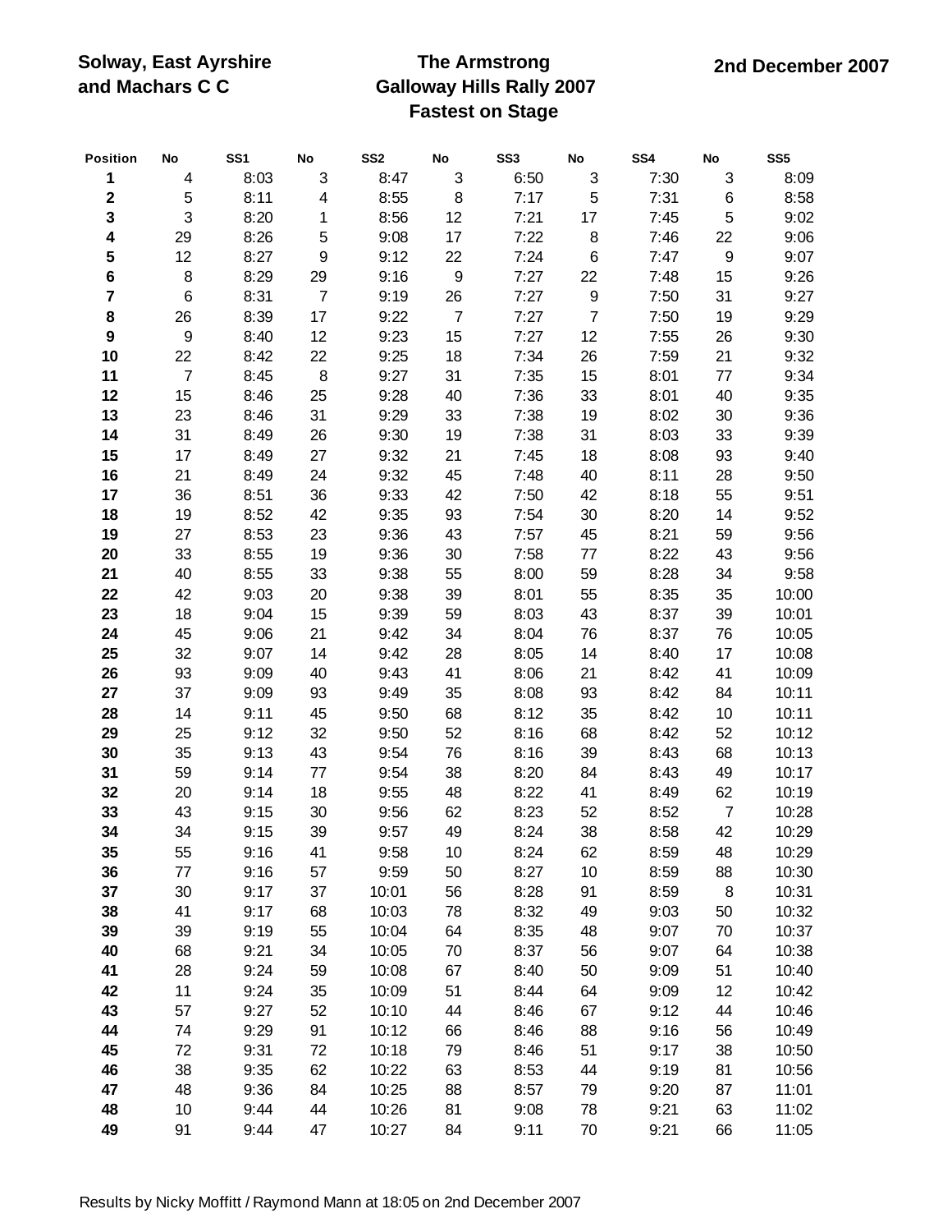**Solway, East Ayrshire and Machars C C**

# The Armstrong Galloway Hills Rally 2007 Fastest on Stage

**2nd December 2007**

| Position | No | SS1 | No | SS2 | No | SS3 | No | SS4 | No | SS5 |
|---|---|---|---|---|---|---|---|---|---|---|
| **1** | 4 | 8:03 | 3 | 8:47 | 3 | 6:50 | 3 | 7:30 | 3 | 8:09 |
| **2** | 5 | 8:11 | 4 | 8:55 | 8 | 7:17 | 5 | 7:31 | 6 | 8:58 |
| **3** | 3 | 8:20 | 1 | 8:56 | 12 | 7:21 | 17 | 7:45 | 5 | 9:02 |
| **4** | 29 | 8:26 | 5 | 9:08 | 17 | 7:22 | 8 | 7:46 | 22 | 9:06 |
| **5** | 12 | 8:27 | 9 | 9:12 | 22 | 7:24 | 6 | 7:47 | 9 | 9:07 |
| **6** | 8 | 8:29 | 29 | 9:16 | 9 | 7:27 | 22 | 7:48 | 15 | 9:26 |
| **7** | 6 | 8:31 | 7 | 9:19 | 26 | 7:27 | 9 | 7:50 | 31 | 9:27 |
| **8** | 26 | 8:39 | 17 | 9:22 | 7 | 7:27 | 7 | 7:50 | 19 | 9:29 |
| **9** | 9 | 8:40 | 12 | 9:23 | 15 | 7:27 | 12 | 7:55 | 26 | 9:30 |
| **10** | 22 | 8:42 | 22 | 9:25 | 18 | 7:34 | 26 | 7:59 | 21 | 9:32 |
| **11** | 7 | 8:45 | 8 | 9:27 | 31 | 7:35 | 15 | 8:01 | 77 | 9:34 |
| **12** | 15 | 8:46 | 25 | 9:28 | 40 | 7:36 | 33 | 8:01 | 40 | 9:35 |
| **13** | 23 | 8:46 | 31 | 9:29 | 33 | 7:38 | 19 | 8:02 | 30 | 9:36 |
| **14** | 31 | 8:49 | 26 | 9:30 | 19 | 7:38 | 31 | 8:03 | 33 | 9:39 |
| **15** | 17 | 8:49 | 27 | 9:32 | 21 | 7:45 | 18 | 8:08 | 93 | 9:40 |
| **16** | 21 | 8:49 | 24 | 9:32 | 45 | 7:48 | 40 | 8:11 | 28 | 9:50 |
| **17** | 36 | 8:51 | 36 | 9:33 | 42 | 7:50 | 42 | 8:18 | 55 | 9:51 |
| **18** | 19 | 8:52 | 42 | 9:35 | 93 | 7:54 | 30 | 8:20 | 14 | 9:52 |
| **19** | 27 | 8:53 | 23 | 9:36 | 43 | 7:57 | 45 | 8:21 | 59 | 9:56 |
| **20** | 33 | 8:55 | 19 | 9:36 | 30 | 7:58 | 77 | 8:22 | 43 | 9:56 |
| **21** | 40 | 8:55 | 33 | 9:38 | 55 | 8:00 | 59 | 8:28 | 34 | 9:58 |
| **22** | 42 | 9:03 | 20 | 9:38 | 39 | 8:01 | 55 | 8:35 | 35 | 10:00 |
| **23** | 18 | 9:04 | 15 | 9:39 | 59 | 8:03 | 43 | 8:37 | 39 | 10:01 |
| **24** | 45 | 9:06 | 21 | 9:42 | 34 | 8:04 | 76 | 8:37 | 76 | 10:05 |
| **25** | 32 | 9:07 | 14 | 9:42 | 28 | 8:05 | 14 | 8:40 | 17 | 10:08 |
| **26** | 93 | 9:09 | 40 | 9:43 | 41 | 8:06 | 21 | 8:42 | 41 | 10:09 |
| **27** | 37 | 9:09 | 93 | 9:49 | 35 | 8:08 | 93 | 8:42 | 84 | 10:11 |
| **28** | 14 | 9:11 | 45 | 9:50 | 68 | 8:12 | 35 | 8:42 | 10 | 10:11 |
| **29** | 25 | 9:12 | 32 | 9:50 | 52 | 8:16 | 68 | 8:42 | 52 | 10:12 |
| **30** | 35 | 9:13 | 43 | 9:54 | 76 | 8:16 | 39 | 8:43 | 68 | 10:13 |
| **31** | 59 | 9:14 | 77 | 9:54 | 38 | 8:20 | 84 | 8:43 | 49 | 10:17 |
| **32** | 20 | 9:14 | 18 | 9:55 | 48 | 8:22 | 41 | 8:49 | 62 | 10:19 |
| **33** | 43 | 9:15 | 30 | 9:56 | 62 | 8:23 | 52 | 8:52 | 7 | 10:28 |
| **34** | 34 | 9:15 | 39 | 9:57 | 49 | 8:24 | 38 | 8:58 | 42 | 10:29 |
| **35** | 55 | 9:16 | 41 | 9:58 | 10 | 8:24 | 62 | 8:59 | 48 | 10:29 |
| **36** | 77 | 9:16 | 57 | 9:59 | 50 | 8:27 | 10 | 8:59 | 88 | 10:30 |
| **37** | 30 | 9:17 | 37 | 10:01 | 56 | 8:28 | 91 | 8:59 | 8 | 10:31 |
| **38** | 41 | 9:17 | 68 | 10:03 | 78 | 8:32 | 49 | 9:03 | 50 | 10:32 |
| **39** | 39 | 9:19 | 55 | 10:04 | 64 | 8:35 | 48 | 9:07 | 70 | 10:37 |
| **40** | 68 | 9:21 | 34 | 10:05 | 70 | 8:37 | 56 | 9:07 | 64 | 10:38 |
| **41** | 28 | 9:24 | 59 | 10:08 | 67 | 8:40 | 50 | 9:09 | 51 | 10:40 |
| **42** | 11 | 9:24 | 35 | 10:09 | 51 | 8:44 | 64 | 9:09 | 12 | 10:42 |
| **43** | 57 | 9:27 | 52 | 10:10 | 44 | 8:46 | 67 | 9:12 | 44 | 10:46 |
| **44** | 74 | 9:29 | 91 | 10:12 | 66 | 8:46 | 88 | 9:16 | 56 | 10:49 |
| **45** | 72 | 9:31 | 72 | 10:18 | 79 | 8:46 | 51 | 9:17 | 38 | 10:50 |
| **46** | 38 | 9:35 | 62 | 10:22 | 63 | 8:53 | 44 | 9:19 | 81 | 10:56 |
| **47** | 48 | 9:36 | 84 | 10:25 | 88 | 8:57 | 79 | 9:20 | 87 | 11:01 |
| **48** | 10 | 9:44 | 44 | 10:26 | 81 | 9:08 | 78 | 9:21 | 63 | 11:02 |
| **49** | 91 | 9:44 | 47 | 10:27 | 84 | 9:11 | 70 | 9:21 | 66 | 11:05 |

Results by Nicky Moffitt / Raymond Mann at 18:05 on 2nd December 2007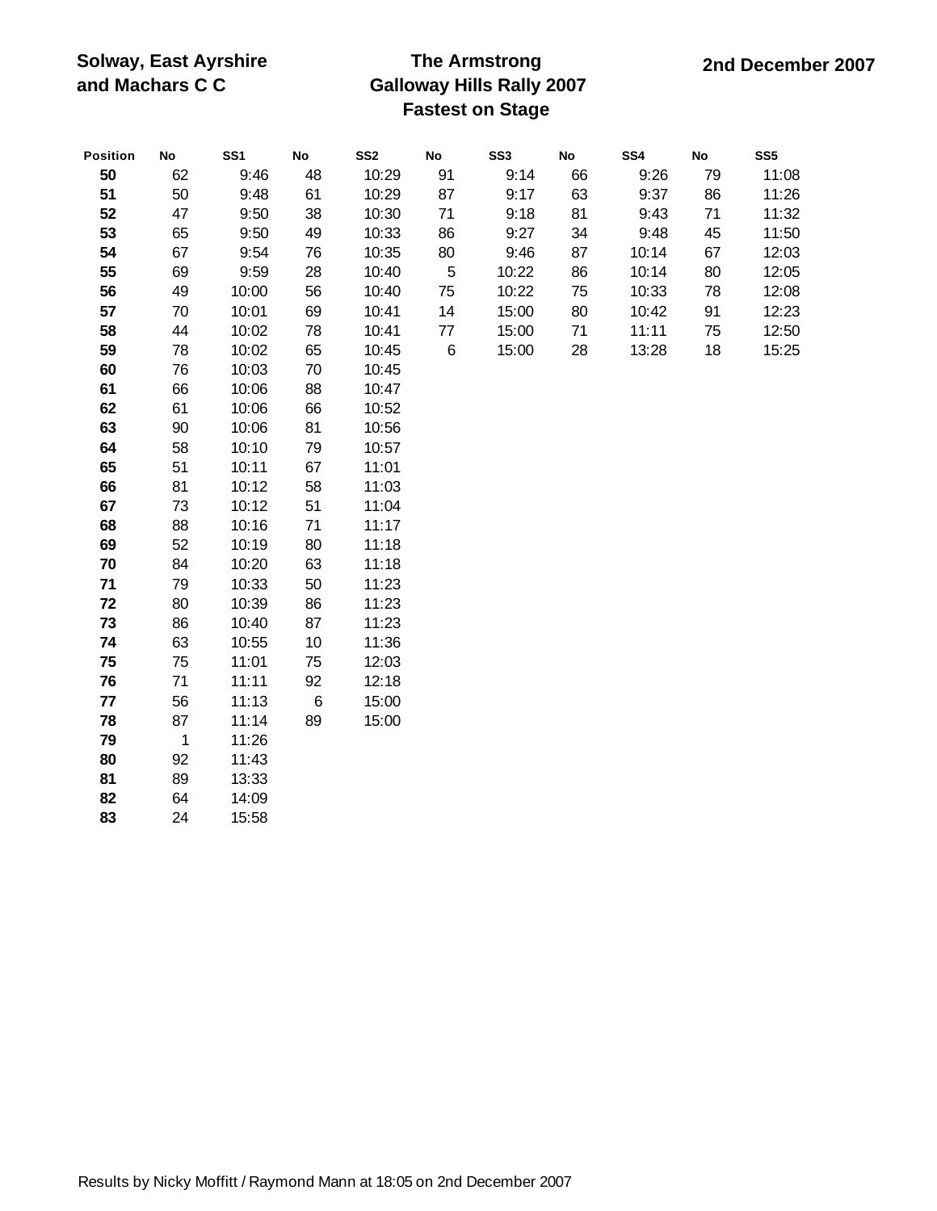**Solway, East Ayrshire and Machars C C**

**The Armstrong**
**Galloway Hills Rally 2007**
**Fastest on Stage**

**2nd December 2007**

| Position | No | SS1 | No | SS2 | No | SS3 | No | SS4 | No | SS5 |
|---|---|---|---|---|---|---|---|---|---|---|
| **50** | 62 | 9:46 | 48 | 10:29 | 91 | 9:14 | 66 | 9:26 | 79 | 11:08 |
| **51** | 50 | 9:48 | 61 | 10:29 | 87 | 9:17 | 63 | 9:37 | 86 | 11:26 |
| **52** | 47 | 9:50 | 38 | 10:30 | 71 | 9:18 | 81 | 9:43 | 71 | 11:32 |
| **53** | 65 | 9:50 | 49 | 10:33 | 86 | 9:27 | 34 | 9:48 | 45 | 11:50 |
| **54** | 67 | 9:54 | 76 | 10:35 | 80 | 9:46 | 87 | 10:14 | 67 | 12:03 |
| **55** | 69 | 9:59 | 28 | 10:40 | 5 | 10:22 | 86 | 10:14 | 80 | 12:05 |
| **56** | 49 | 10:00 | 56 | 10:40 | 75 | 10:22 | 75 | 10:33 | 78 | 12:08 |
| **57** | 70 | 10:01 | 69 | 10:41 | 14 | 15:00 | 80 | 10:42 | 91 | 12:23 |
| **58** | 44 | 10:02 | 78 | 10:41 | 77 | 15:00 | 71 | 11:11 | 75 | 12:50 |
| **59** | 78 | 10:02 | 65 | 10:45 | 6 | 15:00 | 28 | 13:28 | 18 | 15:25 |
| **60** | 76 | 10:03 | 70 | 10:45 | | | | | | |
| **61** | 66 | 10:06 | 88 | 10:47 | | | | | | |
| **62** | 61 | 10:06 | 66 | 10:52 | | | | | | |
| **63** | 90 | 10:06 | 81 | 10:56 | | | | | | |
| **64** | 58 | 10:10 | 79 | 10:57 | | | | | | |
| **65** | 51 | 10:11 | 67 | 11:01 | | | | | | |
| **66** | 81 | 10:12 | 58 | 11:03 | | | | | | |
| **67** | 73 | 10:12 | 51 | 11:04 | | | | | | |
| **68** | 88 | 10:16 | 71 | 11:17 | | | | | | |
| **69** | 52 | 10:19 | 80 | 11:18 | | | | | | |
| **70** | 84 | 10:20 | 63 | 11:18 | | | | | | |
| **71** | 79 | 10:33 | 50 | 11:23 | | | | | | |
| **72** | 80 | 10:39 | 86 | 11:23 | | | | | | |
| **73** | 86 | 10:40 | 87 | 11:23 | | | | | | |
| **74** | 63 | 10:55 | 10 | 11:36 | | | | | | |
| **75** | 75 | 11:01 | 75 | 12:03 | | | | | | |
| **76** | 71 | 11:11 | 92 | 12:18 | | | | | | |
| **77** | 56 | 11:13 | 6 | 15:00 | | | | | | |
| **78** | 87 | 11:14 | 89 | 15:00 | | | | | | |
| **79** | 1 | 11:26 | | | | | | | | |
| **80** | 92 | 11:43 | | | | | | | | |
| **81** | 89 | 13:33 | | | | | | | | |
| **82** | 64 | 14:09 | | | | | | | | |
| **83** | 24 | 15:58 | | | | | | | | |

Results by Nicky Moffitt / Raymond Mann at 18:05 on 2nd December 2007